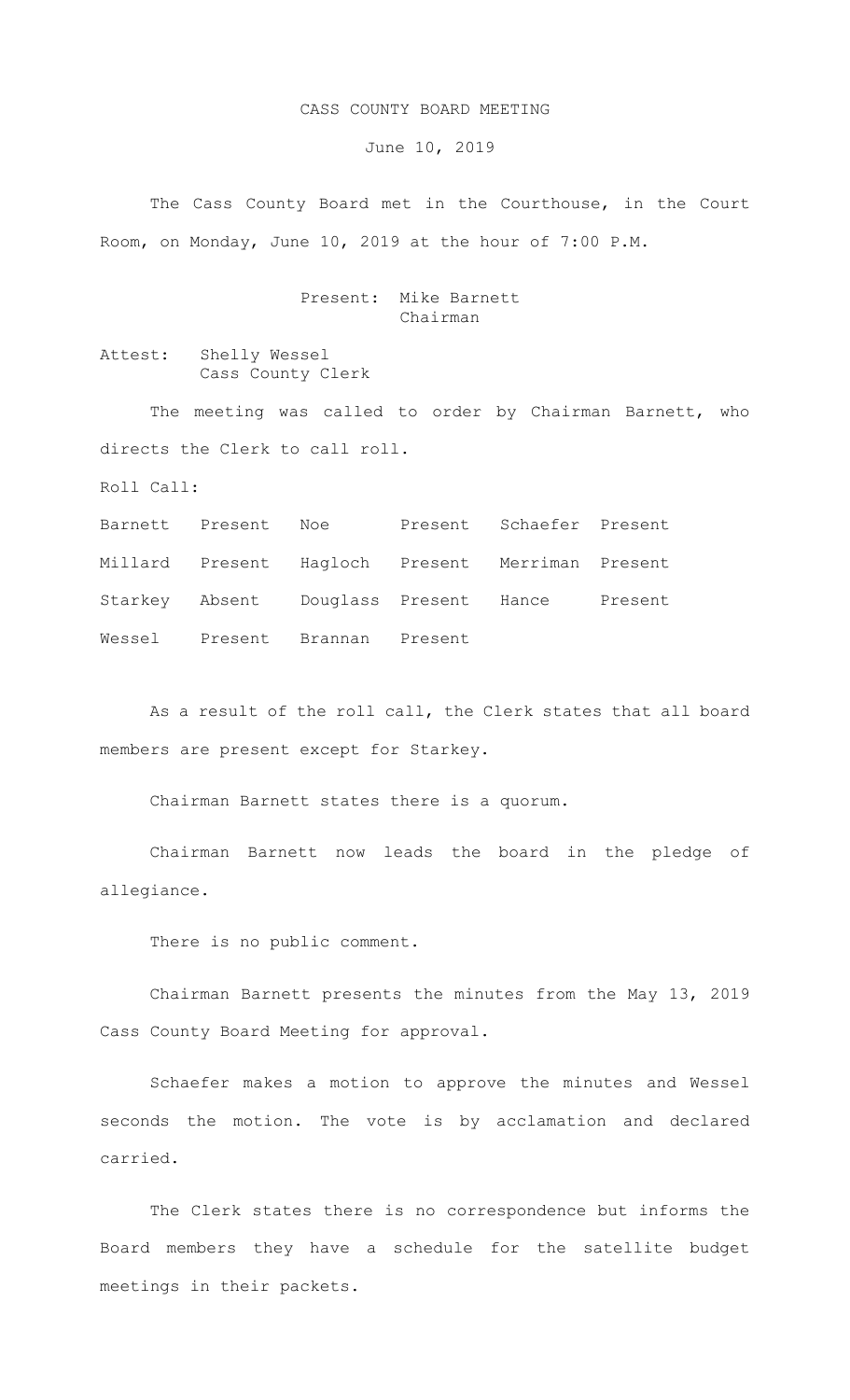# CASS COUNTY BOARD MEETING

June 10, 2019

The Cass County Board met in the Courthouse, in the Court Room, on Monday, June 10, 2019 at the hour of 7:00 P.M.

Present: Mike Barnett
Chairman

Attest: Shelly Wessel
Cass County Clerk

The meeting was called to order by Chairman Barnett, who directs the Clerk to call roll.

Roll Call:

| | | | | | |
|---|---|---|---|---|---|
| Barnett | Present | Noe | Present | Schaefer | Present |
| Millard | Present | Hagloch | Present | Merriman | Present |
| Starkey | Absent | Douglass | Present | Hance | Present |
| Wessel | Present | Brannan | Present | | |

As a result of the roll call, the Clerk states that all board members are present except for Starkey.

Chairman Barnett states there is a quorum.

Chairman Barnett now leads the board in the pledge of allegiance.

There is no public comment.

Chairman Barnett presents the minutes from the May 13, 2019 Cass County Board Meeting for approval.

Schaefer makes a motion to approve the minutes and Wessel seconds the motion. The vote is by acclamation and declared carried.

The Clerk states there is no correspondence but informs the Board members they have a schedule for the satellite budget meetings in their packets.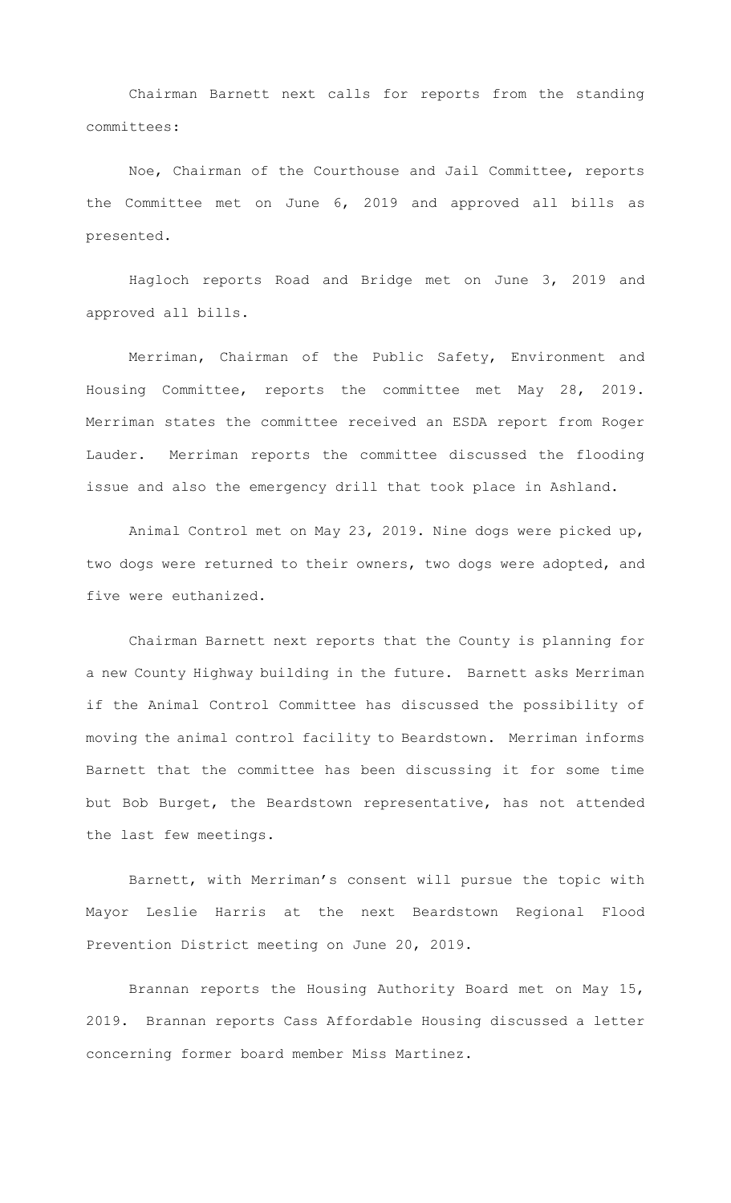Chairman Barnett next calls for reports from the standing committees:

Noe, Chairman of the Courthouse and Jail Committee, reports the Committee met on June 6, 2019 and approved all bills as presented.

Hagloch reports Road and Bridge met on June 3, 2019 and approved all bills.

Merriman, Chairman of the Public Safety, Environment and Housing Committee, reports the committee met May 28, 2019. Merriman states the committee received an ESDA report from Roger Lauder. Merriman reports the committee discussed the flooding issue and also the emergency drill that took place in Ashland.

Animal Control met on May 23, 2019. Nine dogs were picked up, two dogs were returned to their owners, two dogs were adopted, and five were euthanized.

Chairman Barnett next reports that the County is planning for a new County Highway building in the future. Barnett asks Merriman if the Animal Control Committee has discussed the possibility of moving the animal control facility to Beardstown. Merriman informs Barnett that the committee has been discussing it for some time but Bob Burget, the Beardstown representative, has not attended the last few meetings.

Barnett, with Merriman's consent will pursue the topic with Mayor Leslie Harris at the next Beardstown Regional Flood Prevention District meeting on June 20, 2019.

Brannan reports the Housing Authority Board met on May 15, 2019. Brannan reports Cass Affordable Housing discussed a letter concerning former board member Miss Martinez.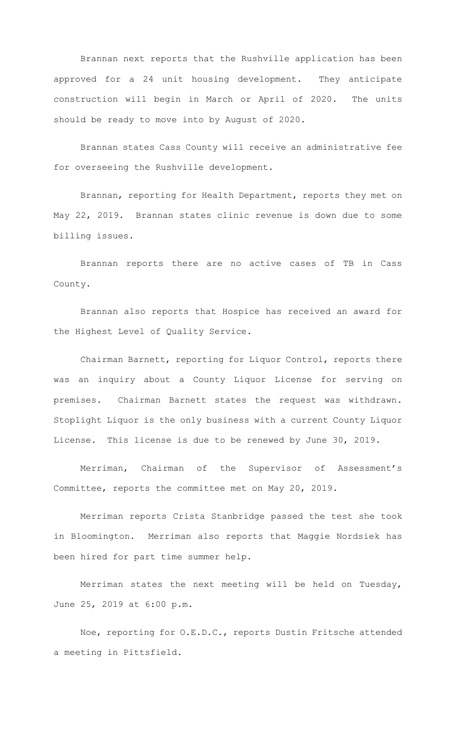Brannan next reports that the Rushville application has been approved for a 24 unit housing development. They anticipate construction will begin in March or April of 2020. The units should be ready to move into by August of 2020.

Brannan states Cass County will receive an administrative fee for overseeing the Rushville development.

Brannan, reporting for Health Department, reports they met on May 22, 2019. Brannan states clinic revenue is down due to some billing issues.

Brannan reports there are no active cases of TB in Cass County.

Brannan also reports that Hospice has received an award for the Highest Level of Quality Service.

Chairman Barnett, reporting for Liquor Control, reports there was an inquiry about a County Liquor License for serving on premises. Chairman Barnett states the request was withdrawn. Stoplight Liquor is the only business with a current County Liquor License. This license is due to be renewed by June 30, 2019.

Merriman, Chairman of the Supervisor of Assessment's Committee, reports the committee met on May 20, 2019.

Merriman reports Crista Stanbridge passed the test she took in Bloomington. Merriman also reports that Maggie Nordsiek has been hired for part time summer help.

Merriman states the next meeting will be held on Tuesday, June 25, 2019 at 6:00 p.m.

Noe, reporting for O.E.D.C., reports Dustin Fritsche attended a meeting in Pittsfield.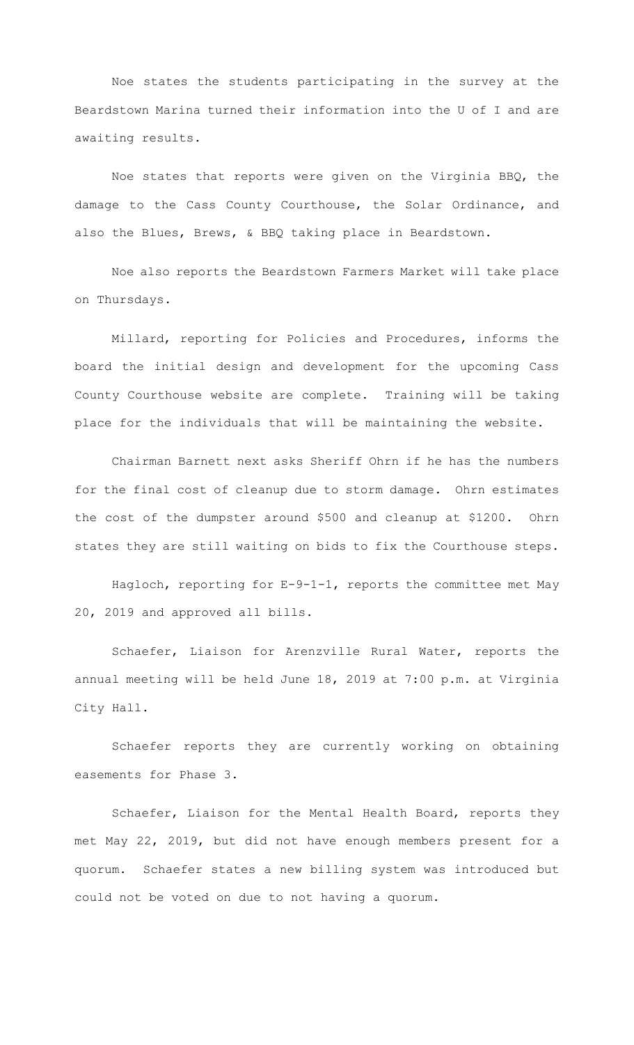Noe states the students participating in the survey at the Beardstown Marina turned their information into the U of I and are awaiting results.

Noe states that reports were given on the Virginia BBQ, the damage to the Cass County Courthouse, the Solar Ordinance, and also the Blues, Brews, & BBQ taking place in Beardstown.

Noe also reports the Beardstown Farmers Market will take place on Thursdays.

Millard, reporting for Policies and Procedures, informs the board the initial design and development for the upcoming Cass County Courthouse website are complete. Training will be taking place for the individuals that will be maintaining the website.

Chairman Barnett next asks Sheriff Ohrn if he has the numbers for the final cost of cleanup due to storm damage. Ohrn estimates the cost of the dumpster around $500 and cleanup at $1200. Ohrn states they are still waiting on bids to fix the Courthouse steps.

Hagloch, reporting for E-9-1-1, reports the committee met May 20, 2019 and approved all bills.

Schaefer, Liaison for Arenzville Rural Water, reports the annual meeting will be held June 18, 2019 at 7:00 p.m. at Virginia City Hall.

Schaefer reports they are currently working on obtaining easements for Phase 3.

Schaefer, Liaison for the Mental Health Board, reports they met May 22, 2019, but did not have enough members present for a quorum. Schaefer states a new billing system was introduced but could not be voted on due to not having a quorum.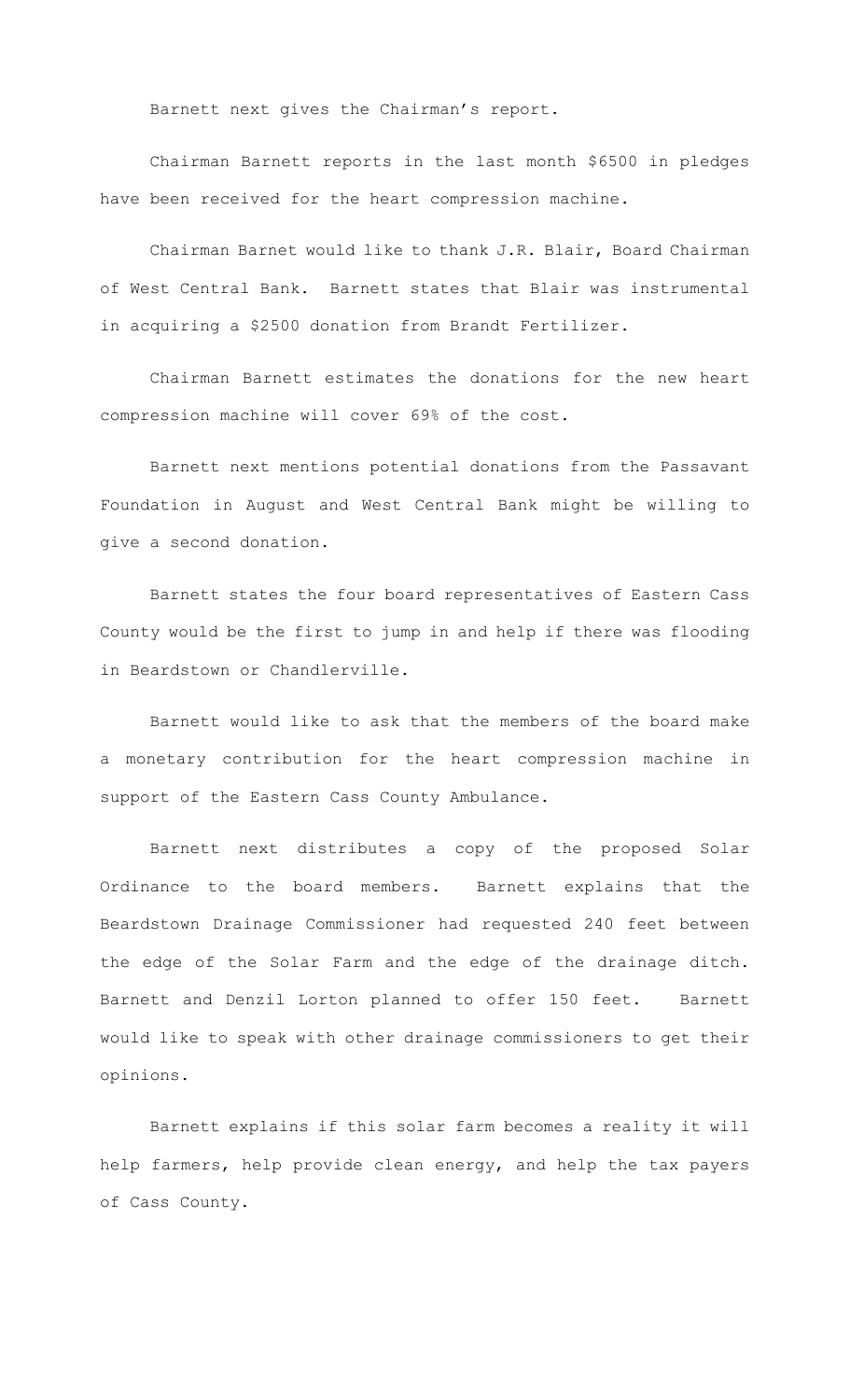Barnett next gives the Chairman's report.

Chairman Barnett reports in the last month $6500 in pledges have been received for the heart compression machine.

Chairman Barnet would like to thank J.R. Blair, Board Chairman of West Central Bank. Barnett states that Blair was instrumental in acquiring a $2500 donation from Brandt Fertilizer.

Chairman Barnett estimates the donations for the new heart compression machine will cover 69% of the cost.

Barnett next mentions potential donations from the Passavant Foundation in August and West Central Bank might be willing to give a second donation.

Barnett states the four board representatives of Eastern Cass County would be the first to jump in and help if there was flooding in Beardstown or Chandlerville.

Barnett would like to ask that the members of the board make a monetary contribution for the heart compression machine in support of the Eastern Cass County Ambulance.

Barnett next distributes a copy of the proposed Solar Ordinance to the board members. Barnett explains that the Beardstown Drainage Commissioner had requested 240 feet between the edge of the Solar Farm and the edge of the drainage ditch. Barnett and Denzil Lorton planned to offer 150 feet. Barnett would like to speak with other drainage commissioners to get their opinions.

Barnett explains if this solar farm becomes a reality it will help farmers, help provide clean energy, and help the tax payers of Cass County.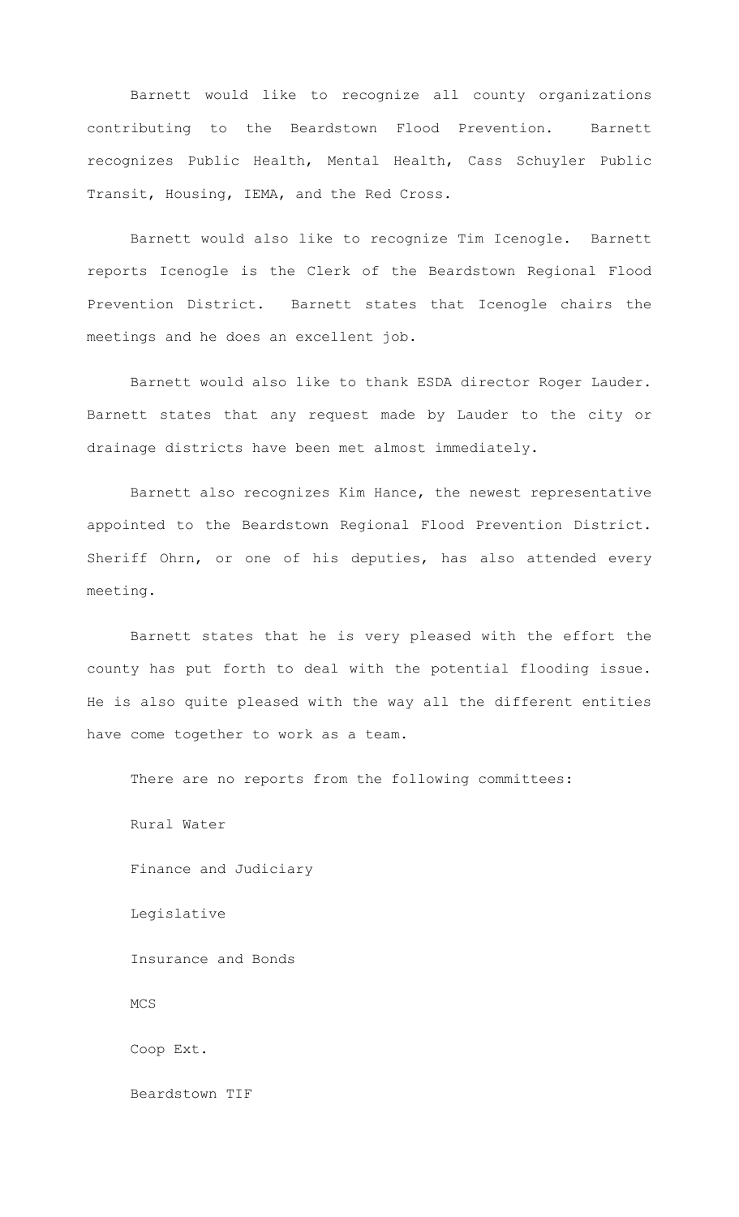Barnett would like to recognize all county organizations contributing to the Beardstown Flood Prevention. Barnett recognizes Public Health, Mental Health, Cass Schuyler Public Transit, Housing, IEMA, and the Red Cross.

Barnett would also like to recognize Tim Icenogle. Barnett reports Icenogle is the Clerk of the Beardstown Regional Flood Prevention District. Barnett states that Icenogle chairs the meetings and he does an excellent job.

Barnett would also like to thank ESDA director Roger Lauder. Barnett states that any request made by Lauder to the city or drainage districts have been met almost immediately.

Barnett also recognizes Kim Hance, the newest representative appointed to the Beardstown Regional Flood Prevention District. Sheriff Ohrn, or one of his deputies, has also attended every meeting.

Barnett states that he is very pleased with the effort the county has put forth to deal with the potential flooding issue. He is also quite pleased with the way all the different entities have come together to work as a team.

There are no reports from the following committees:

Rural Water

Finance and Judiciary

Legislative

Insurance and Bonds

MCS

Coop Ext.

Beardstown TIF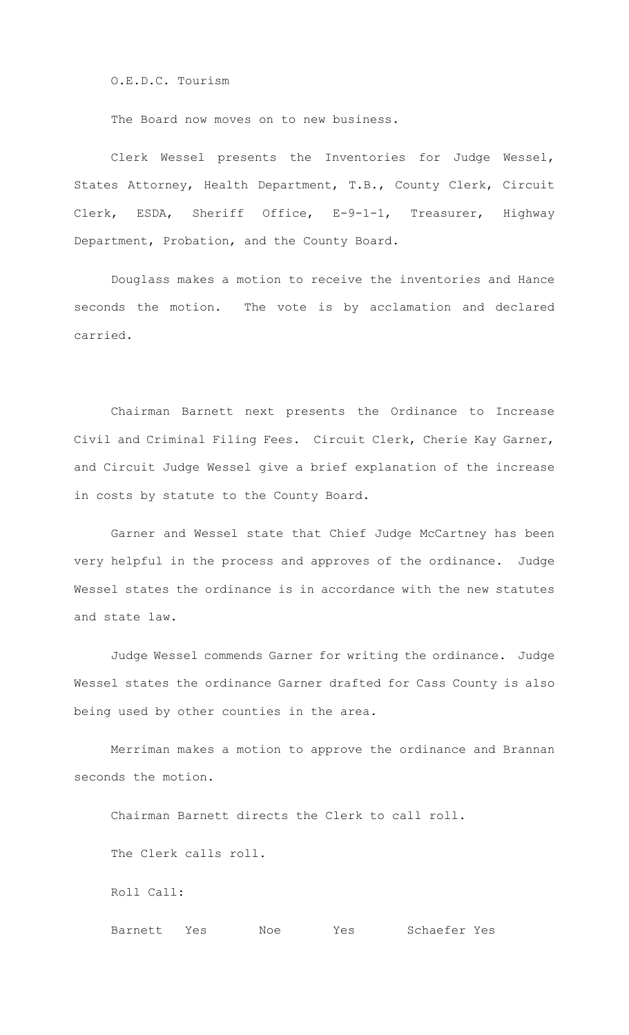O.E.D.C. Tourism

The Board now moves on to new business.

Clerk Wessel presents the Inventories for Judge Wessel, States Attorney, Health Department, T.B., County Clerk, Circuit Clerk, ESDA, Sheriff Office, E-9-1-1, Treasurer, Highway Department, Probation, and the County Board.

Douglass makes a motion to receive the inventories and Hance seconds the motion. The vote is by acclamation and declared carried.

Chairman Barnett next presents the Ordinance to Increase Civil and Criminal Filing Fees. Circuit Clerk, Cherie Kay Garner, and Circuit Judge Wessel give a brief explanation of the increase in costs by statute to the County Board.

Garner and Wessel state that Chief Judge McCartney has been very helpful in the process and approves of the ordinance. Judge Wessel states the ordinance is in accordance with the new statutes and state law.

Judge Wessel commends Garner for writing the ordinance. Judge Wessel states the ordinance Garner drafted for Cass County is also being used by other counties in the area.

Merriman makes a motion to approve the ordinance and Brannan seconds the motion.

Chairman Barnett directs the Clerk to call roll.

The Clerk calls roll.

Roll Call:

Barnett Yes Noe Yes Schaefer Yes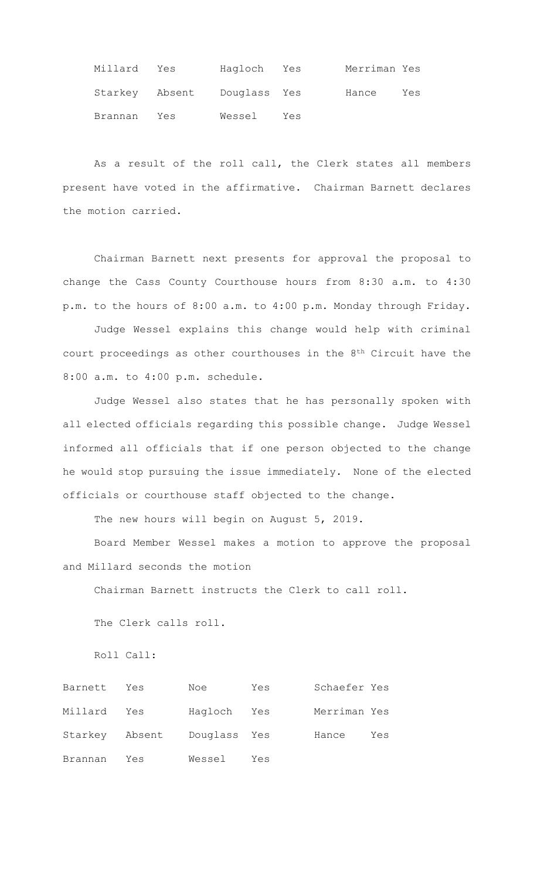| | | | | | |
|---|---|---|---|---|---|
| Millard | Yes | Hagloch | Yes | Merriman | Yes |
| Starkey | Absent | Douglass | Yes | Hance | Yes |
| Brannan | Yes | Wessel | Yes | | |

As a result of the roll call, the Clerk states all members present have voted in the affirmative. Chairman Barnett declares the motion carried.

Chairman Barnett next presents for approval the proposal to change the Cass County Courthouse hours from 8:30 a.m. to 4:30 p.m. to the hours of 8:00 a.m. to 4:00 p.m. Monday through Friday.

Judge Wessel explains this change would help with criminal court proceedings as other courthouses in the 8th Circuit have the 8:00 a.m. to 4:00 p.m. schedule.

Judge Wessel also states that he has personally spoken with all elected officials regarding this possible change. Judge Wessel informed all officials that if one person objected to the change he would stop pursuing the issue immediately. None of the elected officials or courthouse staff objected to the change.

The new hours will begin on August 5, 2019.

Board Member Wessel makes a motion to approve the proposal and Millard seconds the motion

Chairman Barnett instructs the Clerk to call roll.

The Clerk calls roll.

Roll Call:

| | | | | | |
|---|---|---|---|---|---|
| Barnett | Yes | Noe | Yes | Schaefer | Yes |
| Millard | Yes | Hagloch | Yes | Merriman | Yes |
| Starkey | Absent | Douglass | Yes | Hance | Yes |
| Brannan | Yes | Wessel | Yes | | |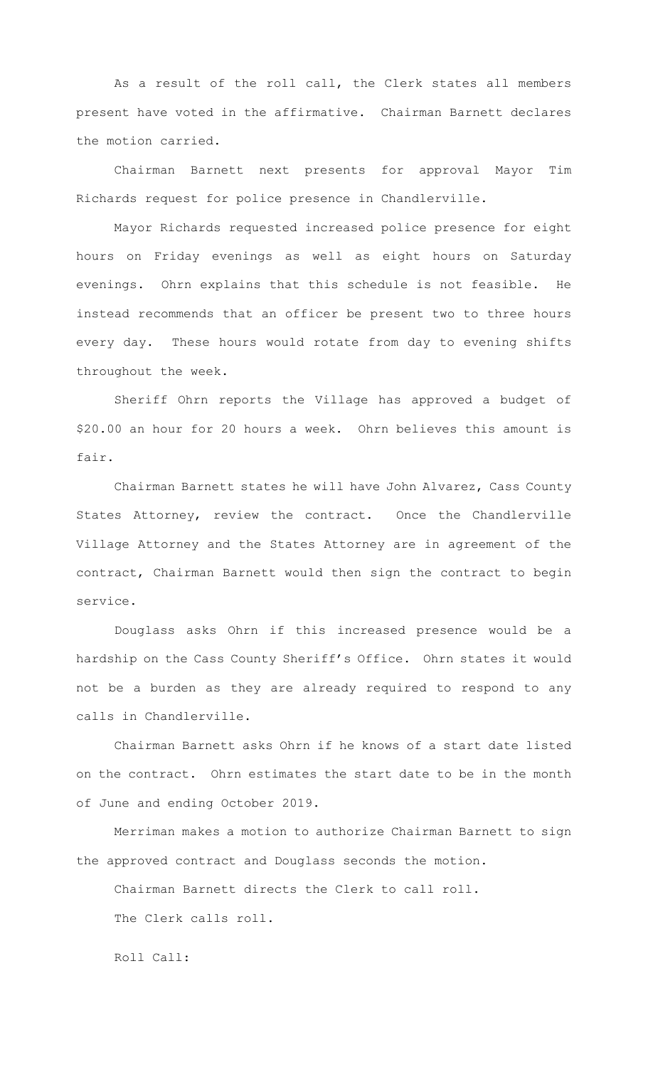As a result of the roll call, the Clerk states all members present have voted in the affirmative. Chairman Barnett declares the motion carried.

Chairman Barnett next presents for approval Mayor Tim Richards request for police presence in Chandlerville.

Mayor Richards requested increased police presence for eight hours on Friday evenings as well as eight hours on Saturday evenings. Ohrn explains that this schedule is not feasible. He instead recommends that an officer be present two to three hours every day. These hours would rotate from day to evening shifts throughout the week.

Sheriff Ohrn reports the Village has approved a budget of $20.00 an hour for 20 hours a week. Ohrn believes this amount is fair.

Chairman Barnett states he will have John Alvarez, Cass County States Attorney, review the contract. Once the Chandlerville Village Attorney and the States Attorney are in agreement of the contract, Chairman Barnett would then sign the contract to begin service.

Douglass asks Ohrn if this increased presence would be a hardship on the Cass County Sheriff's Office. Ohrn states it would not be a burden as they are already required to respond to any calls in Chandlerville.

Chairman Barnett asks Ohrn if he knows of a start date listed on the contract. Ohrn estimates the start date to be in the month of June and ending October 2019.

Merriman makes a motion to authorize Chairman Barnett to sign the approved contract and Douglass seconds the motion.

Chairman Barnett directs the Clerk to call roll.

The Clerk calls roll.

Roll Call: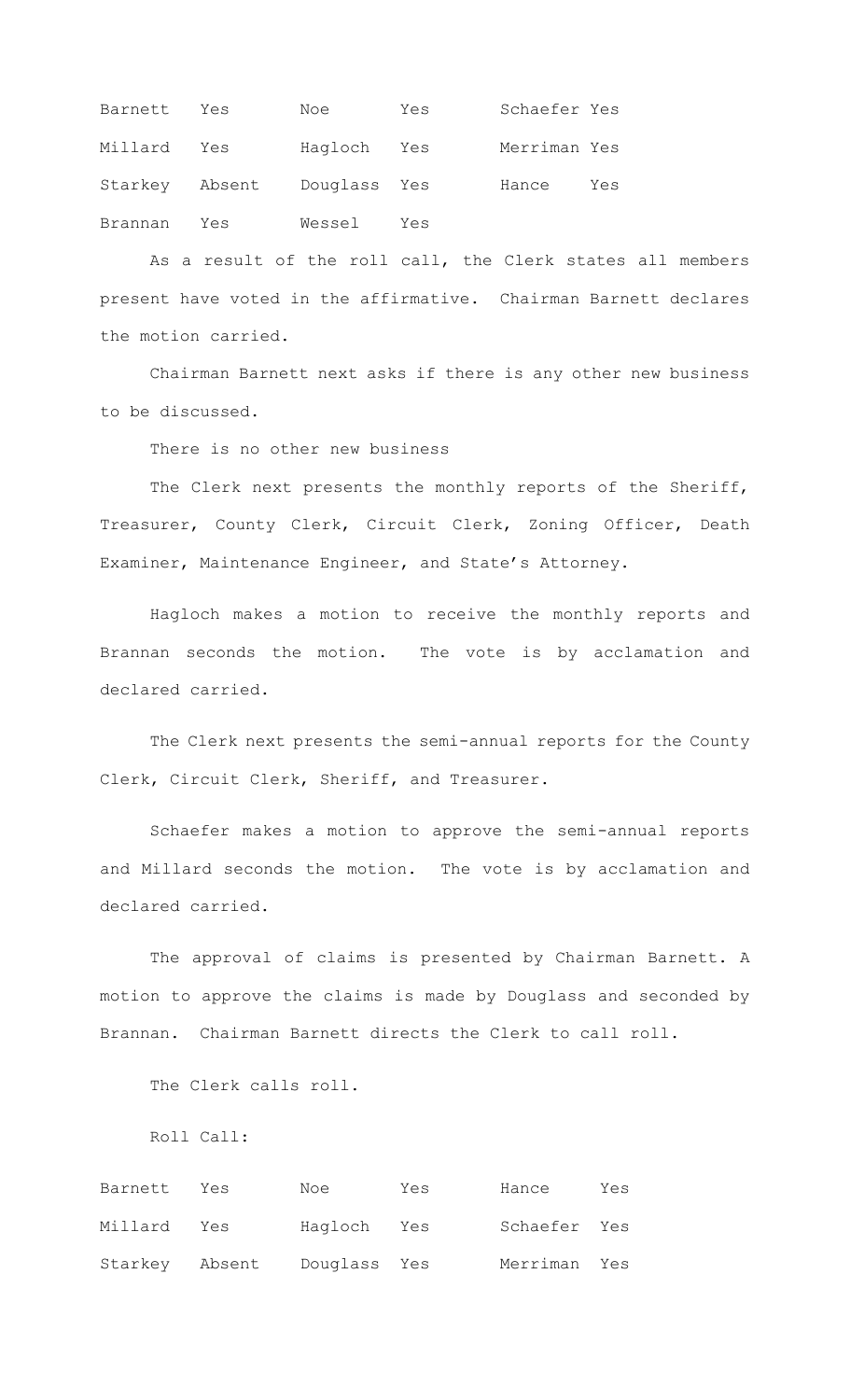| | | | | | |
|---|---|---|---|---|---|
| Barnett | Yes | Noe | Yes | Schaefer | Yes |
| Millard | Yes | Hagloch | Yes | Merriman | Yes |
| Starkey | Absent | Douglass | Yes | Hance | Yes |
| Brannan | Yes | Wessel | Yes | | |

As a result of the roll call, the Clerk states all members present have voted in the affirmative. Chairman Barnett declares the motion carried.

Chairman Barnett next asks if there is any other new business to be discussed.

There is no other new business

The Clerk next presents the monthly reports of the Sheriff, Treasurer, County Clerk, Circuit Clerk, Zoning Officer, Death Examiner, Maintenance Engineer, and State's Attorney.

Hagloch makes a motion to receive the monthly reports and Brannan seconds the motion. The vote is by acclamation and declared carried.

The Clerk next presents the semi-annual reports for the County Clerk, Circuit Clerk, Sheriff, and Treasurer.

Schaefer makes a motion to approve the semi-annual reports and Millard seconds the motion. The vote is by acclamation and declared carried.

The approval of claims is presented by Chairman Barnett. A motion to approve the claims is made by Douglass and seconded by Brannan. Chairman Barnett directs the Clerk to call roll.

The Clerk calls roll.

Roll Call:

| | | | | | |
|---|---|---|---|---|---|
| Barnett | Yes | Noe | Yes | Hance | Yes |
| Millard | Yes | Hagloch | Yes | Schaefer | Yes |
| Starkey | Absent | Douglass | Yes | Merriman | Yes |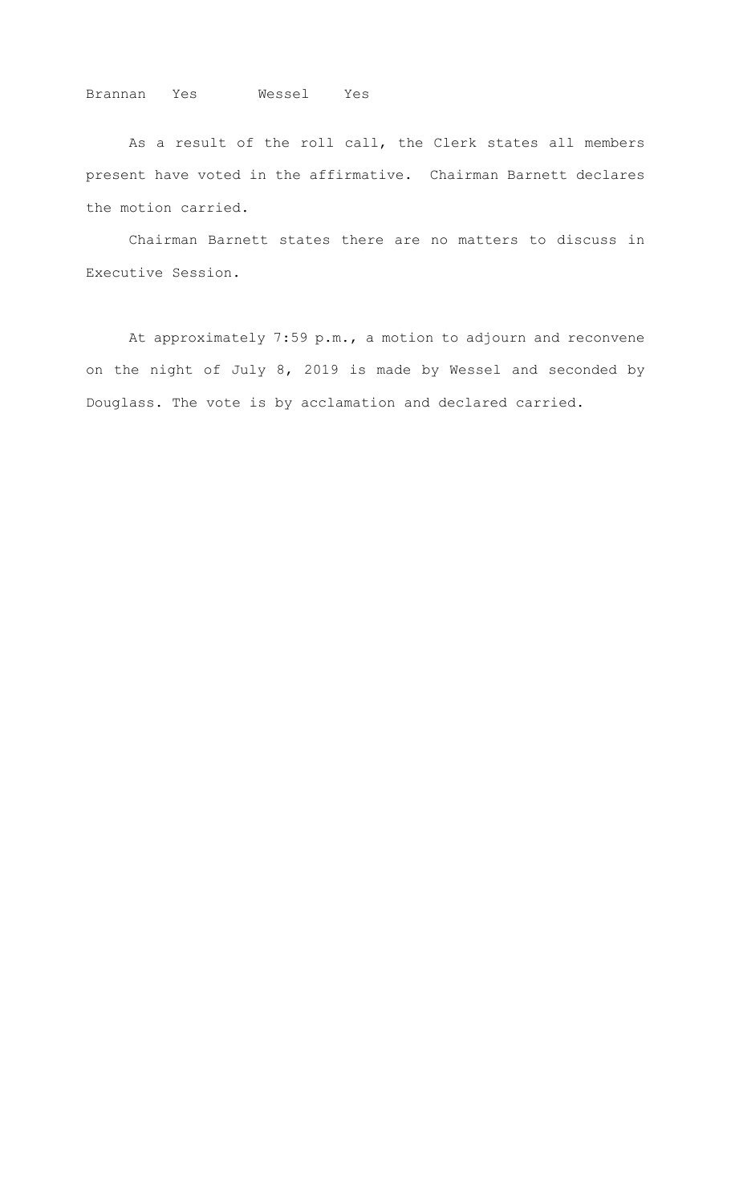Brannan Yes Wessel Yes

As a result of the roll call, the Clerk states all members present have voted in the affirmative. Chairman Barnett declares the motion carried.

Chairman Barnett states there are no matters to discuss in Executive Session.

At approximately 7:59 p.m., a motion to adjourn and reconvene on the night of July 8, 2019 is made by Wessel and seconded by Douglass. The vote is by acclamation and declared carried.